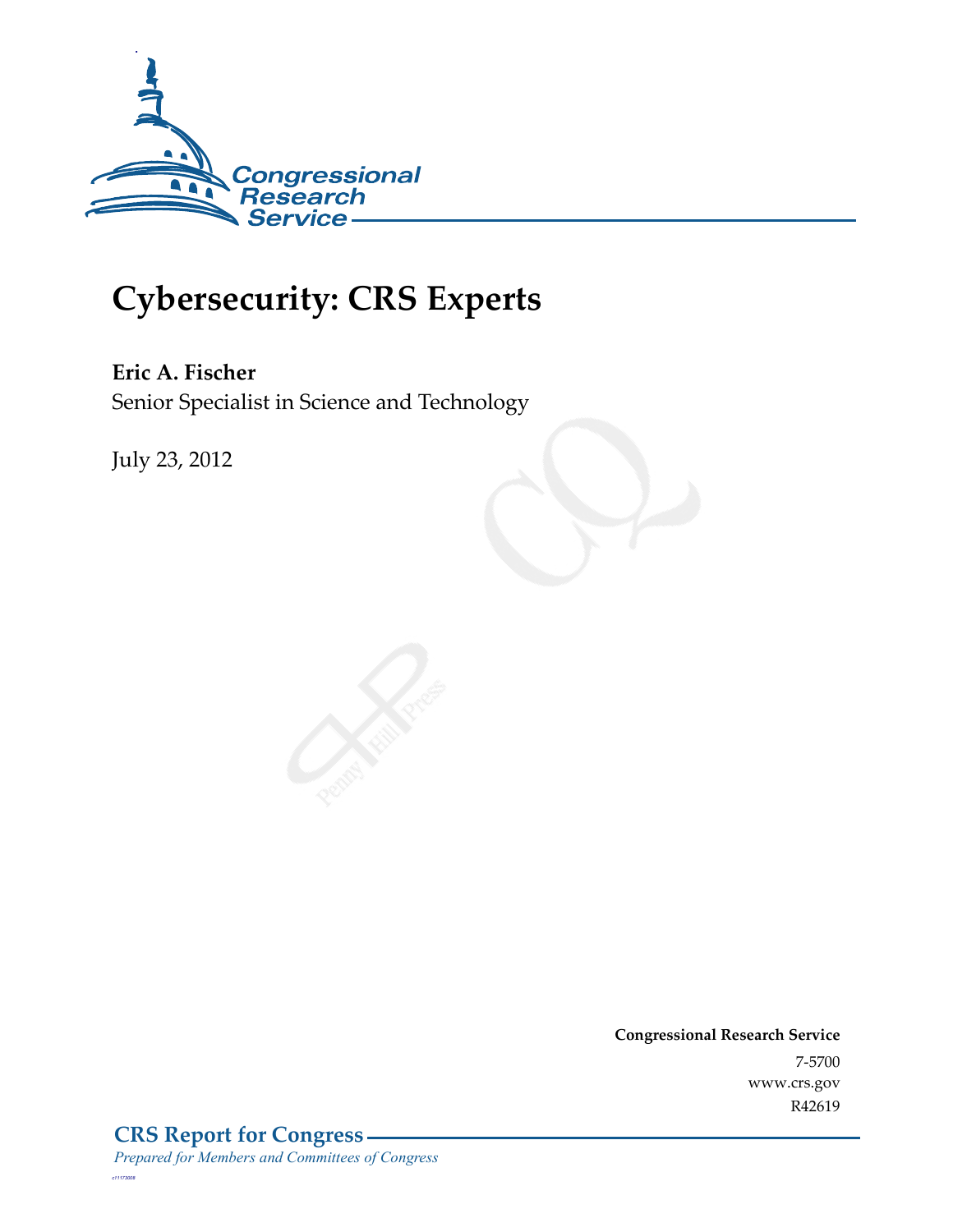# Cybersecurity: CRS Experts

**Eric A. Fischer**
Senior Specialist in Science and Technology

July 23, 2012

**Congressional Research Service**
7-5700
www.crs.gov
R42619

**CRS Report for Congress**
*Prepared for Members and Committees of Congress*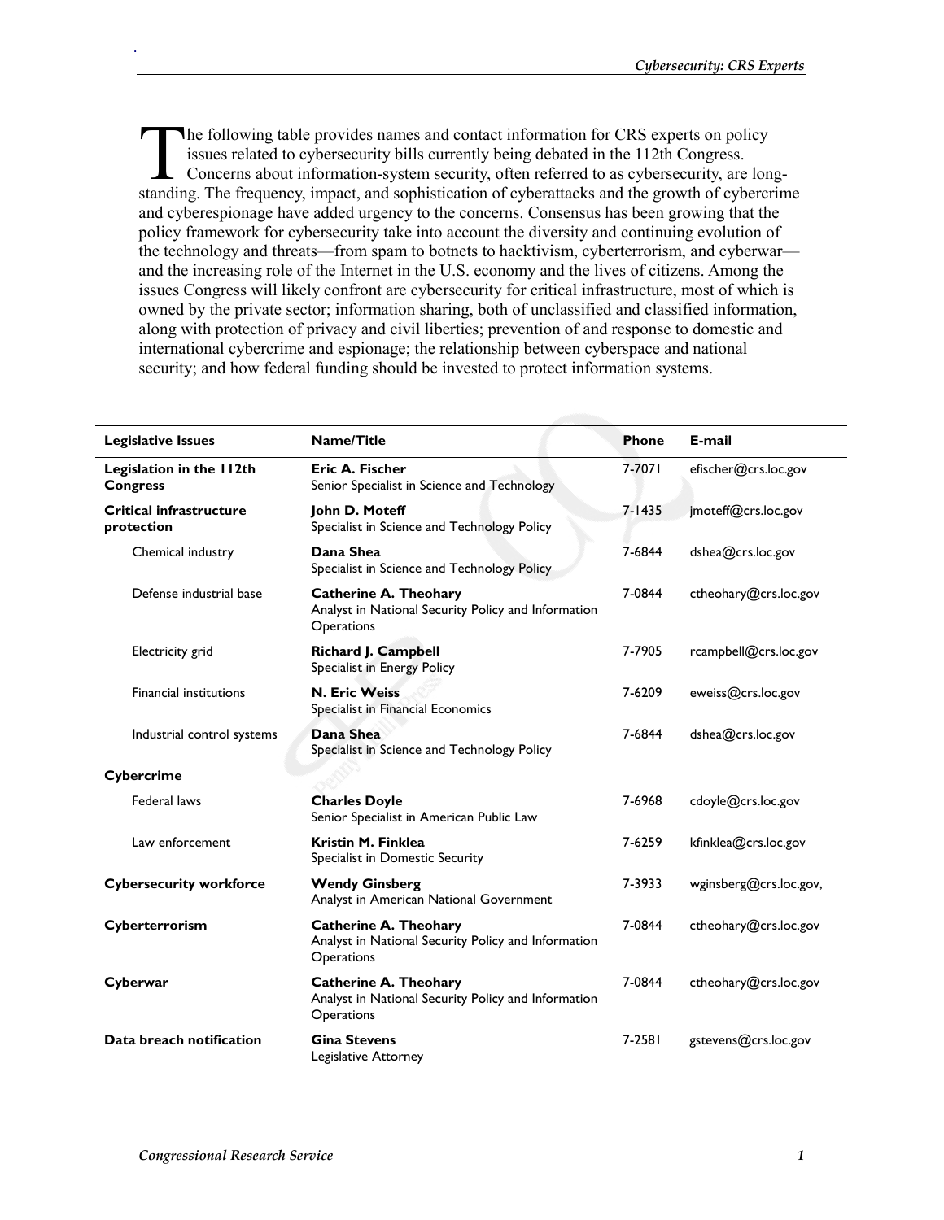The following table provides names and contact information for CRS experts on policy issues related to cybersecurity bills currently being debated in the 112th Congress. Concerns about information-system security, often referred to as cybersecurity, are long-standing. The frequency, impact, and sophistication of cyberattacks and the growth of cybercrime and cyberespionage have added urgency to the concerns. Consensus has been growing that the policy framework for cybersecurity take into account the diversity and continuing evolution of the technology and threats—from spam to botnets to hacktivism, cyberterrorism, and cyberwar—and the increasing role of the Internet in the U.S. economy and the lives of citizens. Among the issues Congress will likely confront are cybersecurity for critical infrastructure, most of which is owned by the private sector; information sharing, both of unclassified and classified information, along with protection of privacy and civil liberties; prevention of and response to domestic and international cybercrime and espionage; the relationship between cyberspace and national security; and how federal funding should be invested to protect information systems.

| Legislative Issues | Name/Title | Phone | E-mail |
|---|---|---|---|
| **Legislation in the 112th Congress** | **Eric A. Fischer**<br>Senior Specialist in Science and Technology | 7-7071 | efischer@crs.loc.gov |
| **Critical infrastructure protection** | **John D. Moteff**<br>Specialist in Science and Technology Policy | 7-1435 | jmoteff@crs.loc.gov |
| Chemical industry | **Dana Shea**<br>Specialist in Science and Technology Policy | 7-6844 | dshea@crs.loc.gov |
| Defense industrial base | **Catherine A. Theohary**<br>Analyst in National Security Policy and Information Operations | 7-0844 | ctheohary@crs.loc.gov |
| Electricity grid | **Richard J. Campbell**<br>Specialist in Energy Policy | 7-7905 | rcampbell@crs.loc.gov |
| Financial institutions | **N. Eric Weiss**<br>Specialist in Financial Economics | 7-6209 | eweiss@crs.loc.gov |
| Industrial control systems | **Dana Shea**<br>Specialist in Science and Technology Policy | 7-6844 | dshea@crs.loc.gov |
| **Cybercrime** | | | |
| Federal laws | **Charles Doyle**<br>Senior Specialist in American Public Law | 7-6968 | cdoyle@crs.loc.gov |
| Law enforcement | **Kristin M. Finklea**<br>Specialist in Domestic Security | 7-6259 | kfinklea@crs.loc.gov |
| **Cybersecurity workforce** | **Wendy Ginsberg**<br>Analyst in American National Government | 7-3933 | wginsberg@crs.loc.gov, |
| **Cyberterrorism** | **Catherine A. Theohary**<br>Analyst in National Security Policy and Information Operations | 7-0844 | ctheohary@crs.loc.gov |
| **Cyberwar** | **Catherine A. Theohary**<br>Analyst in National Security Policy and Information Operations | 7-0844 | ctheohary@crs.loc.gov |
| **Data breach notification** | **Gina Stevens**<br>Legislative Attorney | 7-2581 | gstevens@crs.loc.gov |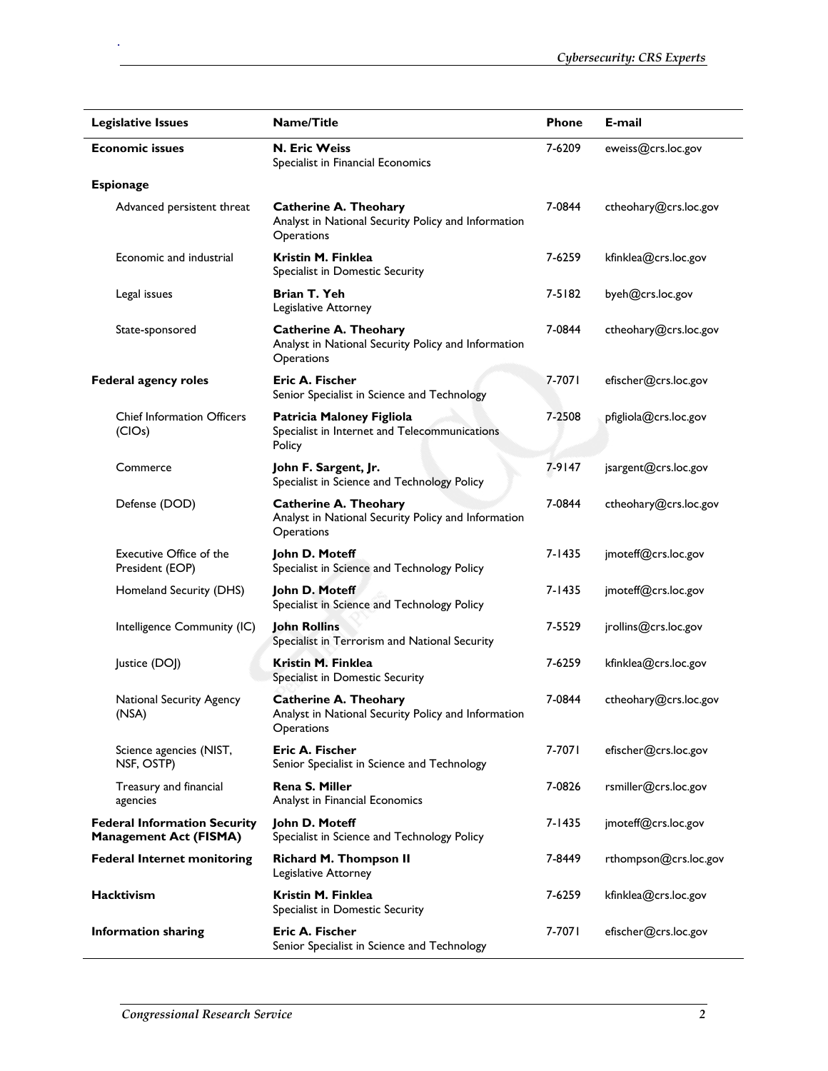| Legislative Issues | Name/Title | Phone | E-mail |
|---|---|---|---|
| **Economic issues** | **N. Eric Weiss** Specialist in Financial Economics | 7-6209 | eweiss@crs.loc.gov |
| **Espionage** | | | |
| Advanced persistent threat | **Catherine A. Theohary** Analyst in National Security Policy and Information Operations | 7-0844 | ctheohary@crs.loc.gov |
| Economic and industrial | **Kristin M. Finklea** Specialist in Domestic Security | 7-6259 | kfinklea@crs.loc.gov |
| Legal issues | **Brian T. Yeh** Legislative Attorney | 7-5182 | byeh@crs.loc.gov |
| State-sponsored | **Catherine A. Theohary** Analyst in National Security Policy and Information Operations | 7-0844 | ctheohary@crs.loc.gov |
| **Federal agency roles** | **Eric A. Fischer** Senior Specialist in Science and Technology | 7-7071 | efischer@crs.loc.gov |
| Chief Information Officers (CIOs) | **Patricia Maloney Figliola** Specialist in Internet and Telecommunications Policy | 7-2508 | pfigliola@crs.loc.gov |
| Commerce | **John F. Sargent, Jr.** Specialist in Science and Technology Policy | 7-9147 | jsargent@crs.loc.gov |
| Defense (DOD) | **Catherine A. Theohary** Analyst in National Security Policy and Information Operations | 7-0844 | ctheohary@crs.loc.gov |
| Executive Office of the President (EOP) | **John D. Moteff** Specialist in Science and Technology Policy | 7-1435 | jmoteff@crs.loc.gov |
| Homeland Security (DHS) | **John D. Moteff** Specialist in Science and Technology Policy | 7-1435 | jmoteff@crs.loc.gov |
| Intelligence Community (IC) | **John Rollins** Specialist in Terrorism and National Security | 7-5529 | jrollins@crs.loc.gov |
| Justice (DOJ) | **Kristin M. Finklea** Specialist in Domestic Security | 7-6259 | kfinklea@crs.loc.gov |
| National Security Agency (NSA) | **Catherine A. Theohary** Analyst in National Security Policy and Information Operations | 7-0844 | ctheohary@crs.loc.gov |
| Science agencies (NIST, NSF, OSTP) | **Eric A. Fischer** Senior Specialist in Science and Technology | 7-7071 | efischer@crs.loc.gov |
| Treasury and financial agencies | **Rena S. Miller** Analyst in Financial Economics | 7-0826 | rsmiller@crs.loc.gov |
| **Federal Information Security Management Act (FISMA)** | **John D. Moteff** Specialist in Science and Technology Policy | 7-1435 | jmoteff@crs.loc.gov |
| **Federal Internet monitoring** | **Richard M. Thompson II** Legislative Attorney | 7-8449 | rthompson@crs.loc.gov |
| **Hacktivism** | **Kristin M. Finklea** Specialist in Domestic Security | 7-6259 | kfinklea@crs.loc.gov |
| **Information sharing** | **Eric A. Fischer** Senior Specialist in Science and Technology | 7-7071 | efischer@crs.loc.gov |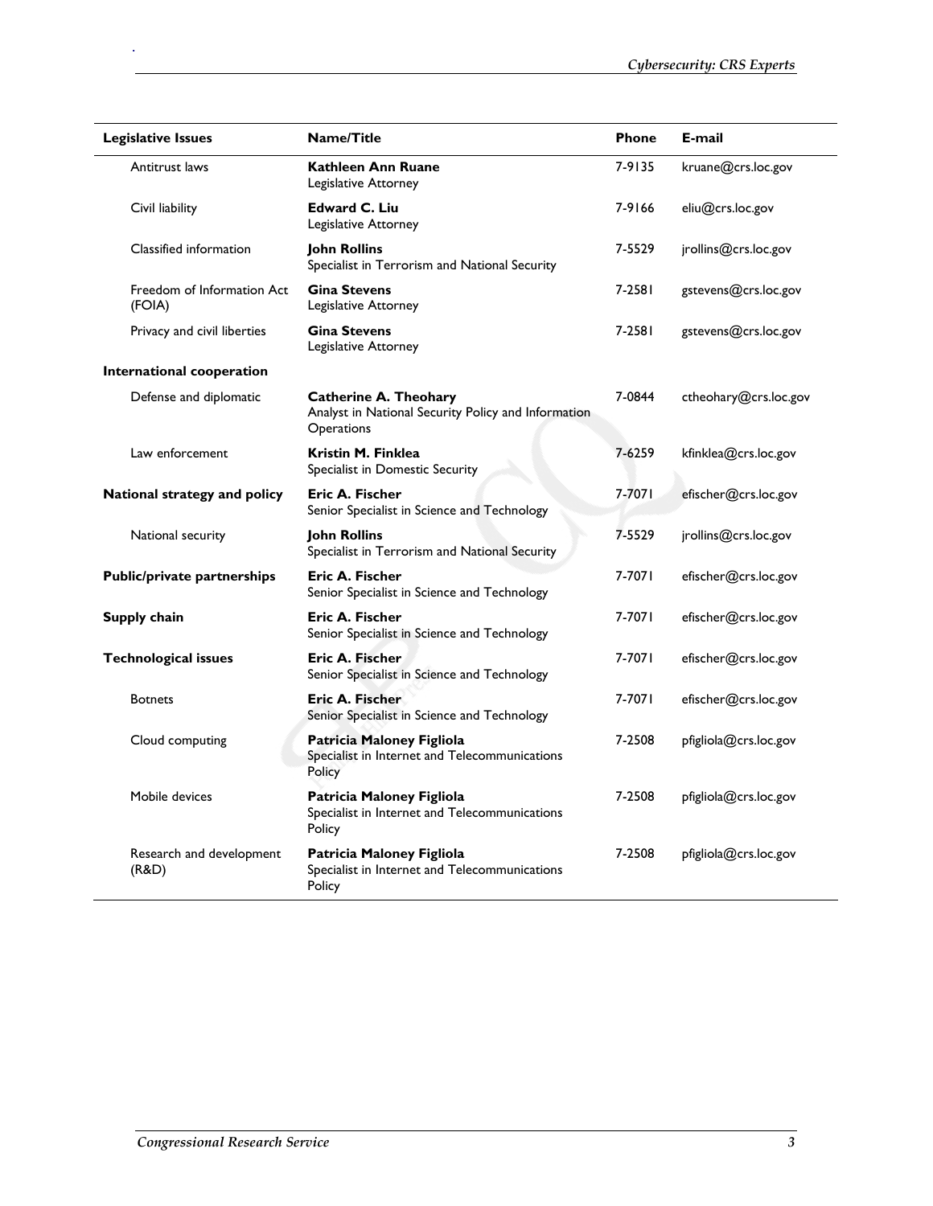| Legislative Issues | Name/Title | Phone | E-mail |
|---|---|---|---|
| Antitrust laws | **Kathleen Ann Ruane** Legislative Attorney | 7-9135 | kruane@crs.loc.gov |
| Civil liability | **Edward C. Liu** Legislative Attorney | 7-9166 | eliu@crs.loc.gov |
| Classified information | **John Rollins** Specialist in Terrorism and National Security | 7-5529 | jrollins@crs.loc.gov |
| Freedom of Information Act (FOIA) | **Gina Stevens** Legislative Attorney | 7-2581 | gstevens@crs.loc.gov |
| Privacy and civil liberties | **Gina Stevens** Legislative Attorney | 7-2581 | gstevens@crs.loc.gov |
| **International cooperation** | | | |
| Defense and diplomatic | **Catherine A. Theohary** Analyst in National Security Policy and Information Operations | 7-0844 | ctheohary@crs.loc.gov |
| Law enforcement | **Kristin M. Finklea** Specialist in Domestic Security | 7-6259 | kfinklea@crs.loc.gov |
| **National strategy and policy** | **Eric A. Fischer** Senior Specialist in Science and Technology | 7-7071 | efischer@crs.loc.gov |
| National security | **John Rollins** Specialist in Terrorism and National Security | 7-5529 | jrollins@crs.loc.gov |
| **Public/private partnerships** | **Eric A. Fischer** Senior Specialist in Science and Technology | 7-7071 | efischer@crs.loc.gov |
| **Supply chain** | **Eric A. Fischer** Senior Specialist in Science and Technology | 7-7071 | efischer@crs.loc.gov |
| **Technological issues** | **Eric A. Fischer** Senior Specialist in Science and Technology | 7-7071 | efischer@crs.loc.gov |
| Botnets | **Eric A. Fischer** Senior Specialist in Science and Technology | 7-7071 | efischer@crs.loc.gov |
| Cloud computing | **Patricia Maloney Figliola** Specialist in Internet and Telecommunications Policy | 7-2508 | pfigliola@crs.loc.gov |
| Mobile devices | **Patricia Maloney Figliola** Specialist in Internet and Telecommunications Policy | 7-2508 | pfigliola@crs.loc.gov |
| Research and development (R&D) | **Patricia Maloney Figliola** Specialist in Internet and Telecommunications Policy | 7-2508 | pfigliola@crs.loc.gov |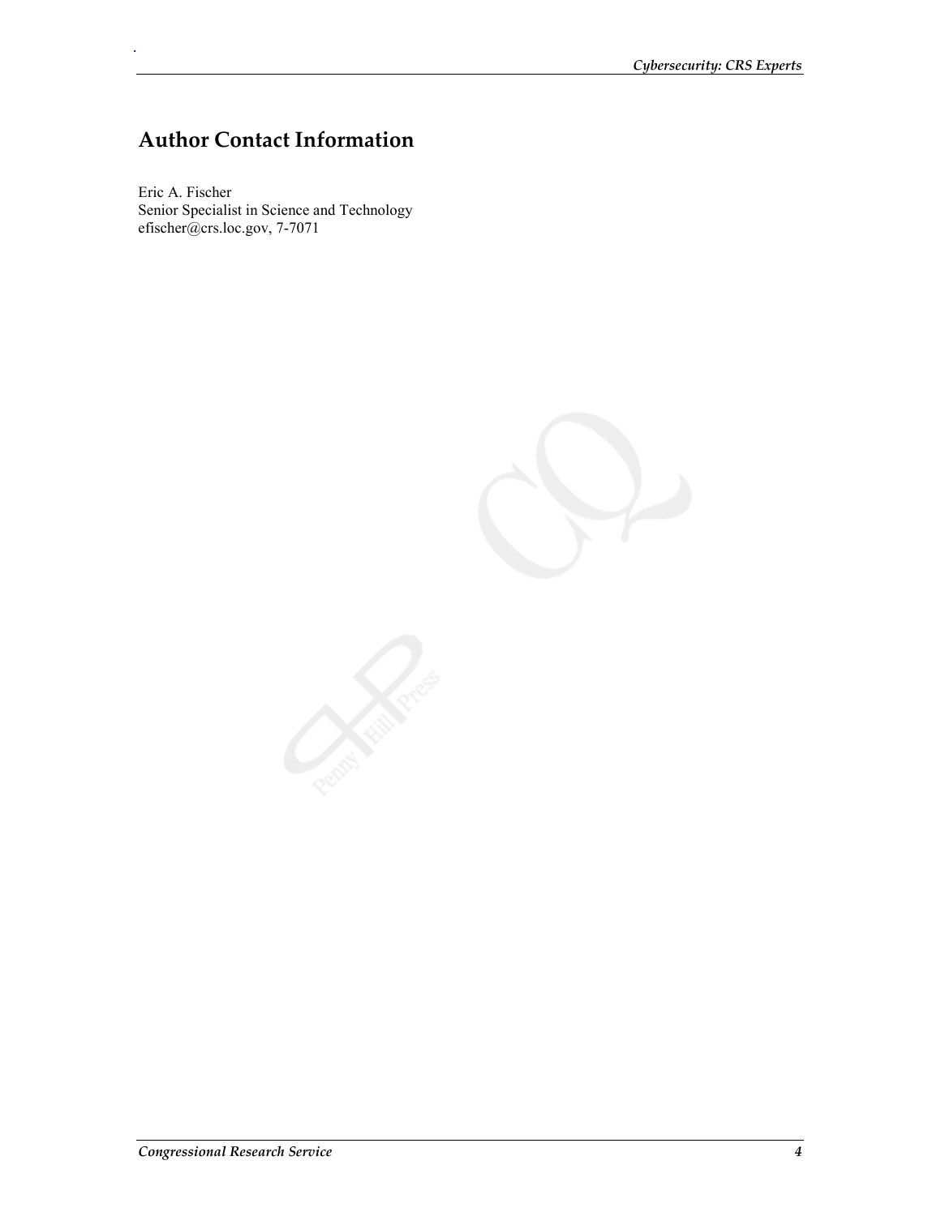## Author Contact Information

Eric A. Fischer
Senior Specialist in Science and Technology
efischer@crs.loc.gov, 7-7071